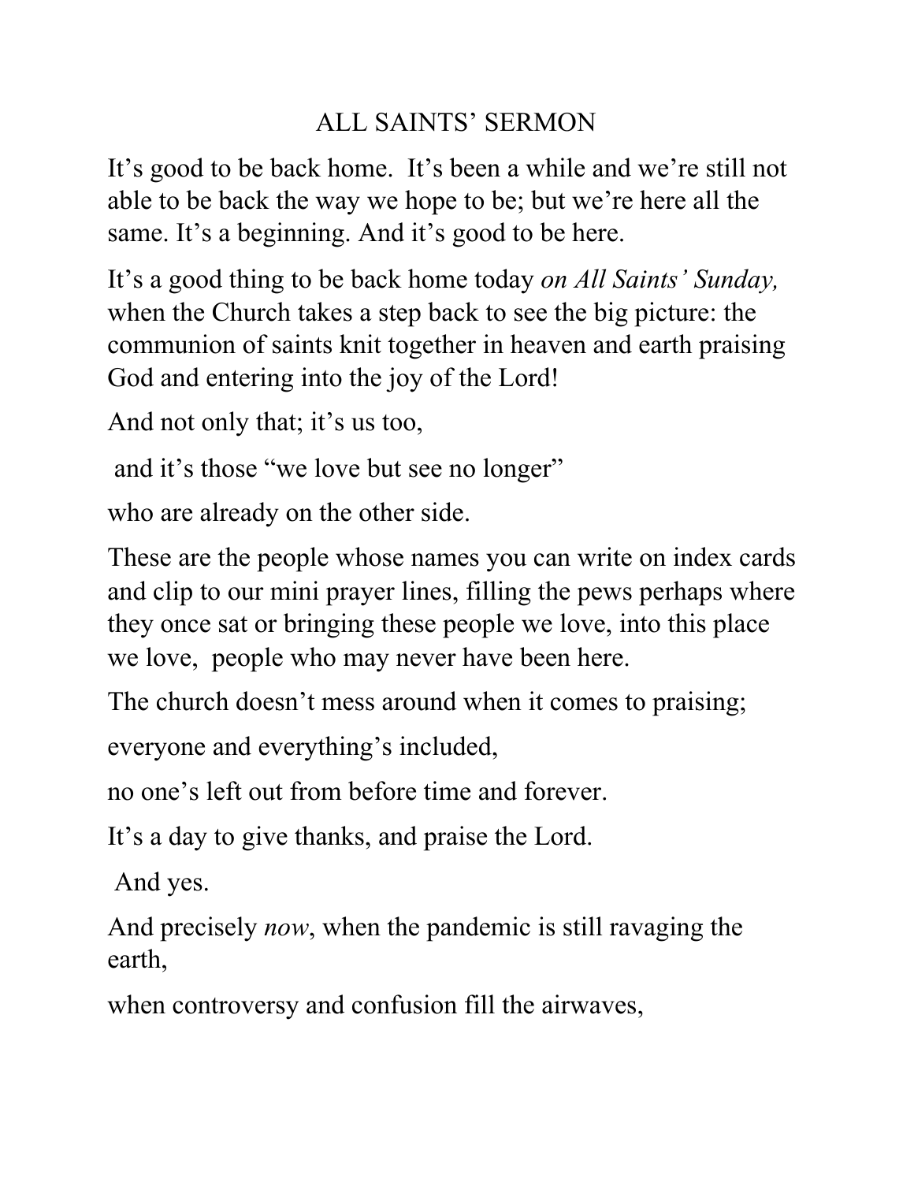# ALL SAINTS' SERMON

It's good to be back home.  It's been a while and we're still not able to be back the way we hope to be; but we're here all the same. It's a beginning. And it's good to be here.

It's a good thing to be back home today *on All Saints' Sunday,* when the Church takes a step back to see the big picture: the communion of saints knit together in heaven and earth praising God and entering into the joy of the Lord!

And not only that; it's us too,

and it's those "we love but see no longer"

who are already on the other side.

These are the people whose names you can write on index cards and clip to our mini prayer lines, filling the pews perhaps where they once sat or bringing these people we love, into this place we love,  people who may never have been here.

The church doesn't mess around when it comes to praising;

everyone and everything's included,

no one's left out from before time and forever.

It's a day to give thanks, and praise the Lord.

And yes.

And precisely *now*, when the pandemic is still ravaging the earth,

when controversy and confusion fill the airwaves,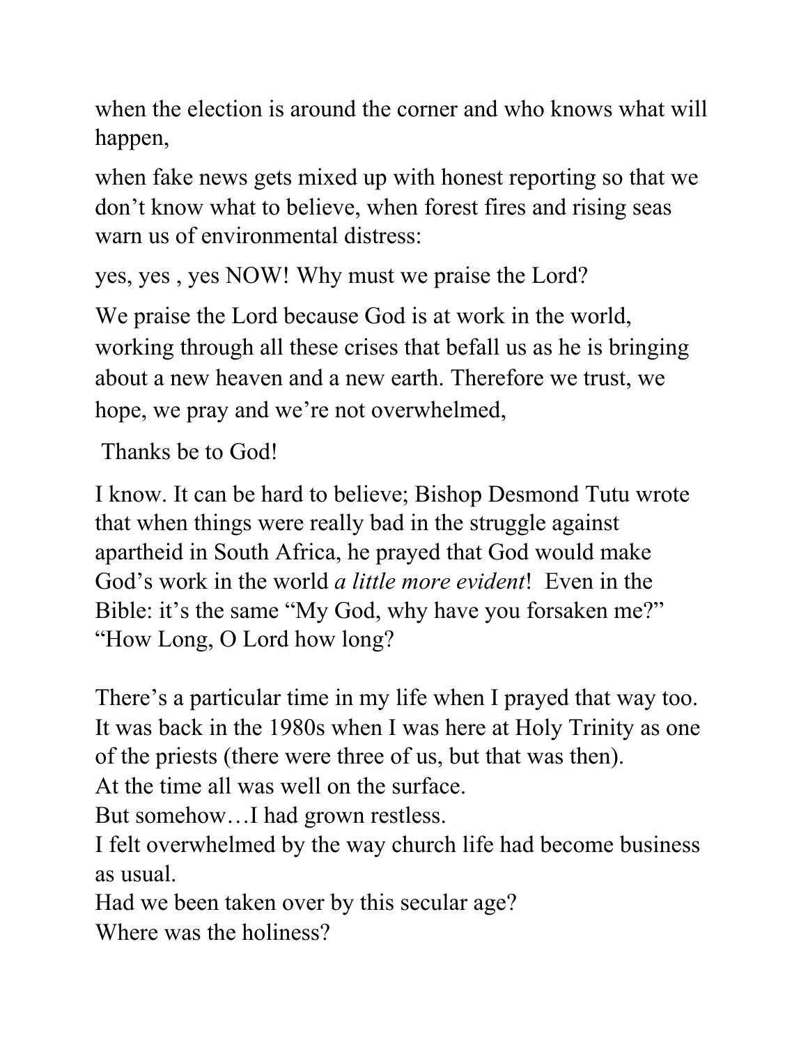when the election is around the corner and who knows what will happen,

when fake news gets mixed up with honest reporting so that we don't know what to believe, when forest fires and rising seas warn us of environmental distress:

yes, yes , yes NOW! Why must we praise the Lord?

We praise the Lord because God is at work in the world, working through all these crises that befall us as he is bringing about a new heaven and a new earth. Therefore we trust, we hope, we pray and we're not overwhelmed,

Thanks be to God!

I know. It can be hard to believe; Bishop Desmond Tutu wrote that when things were really bad in the struggle against apartheid in South Africa, he prayed that God would make God's work in the world *a little more evident*! Even in the Bible: it's the same "My God, why have you forsaken me?" "How Long, O Lord how long?

There's a particular time in my life when I prayed that way too. It was back in the 1980s when I was here at Holy Trinity as one of the priests (there were three of us, but that was then).
At the time all was well on the surface.
But somehow…I had grown restless.
I felt overwhelmed by the way church life had become business as usual.
Had we been taken over by this secular age?
Where was the holiness?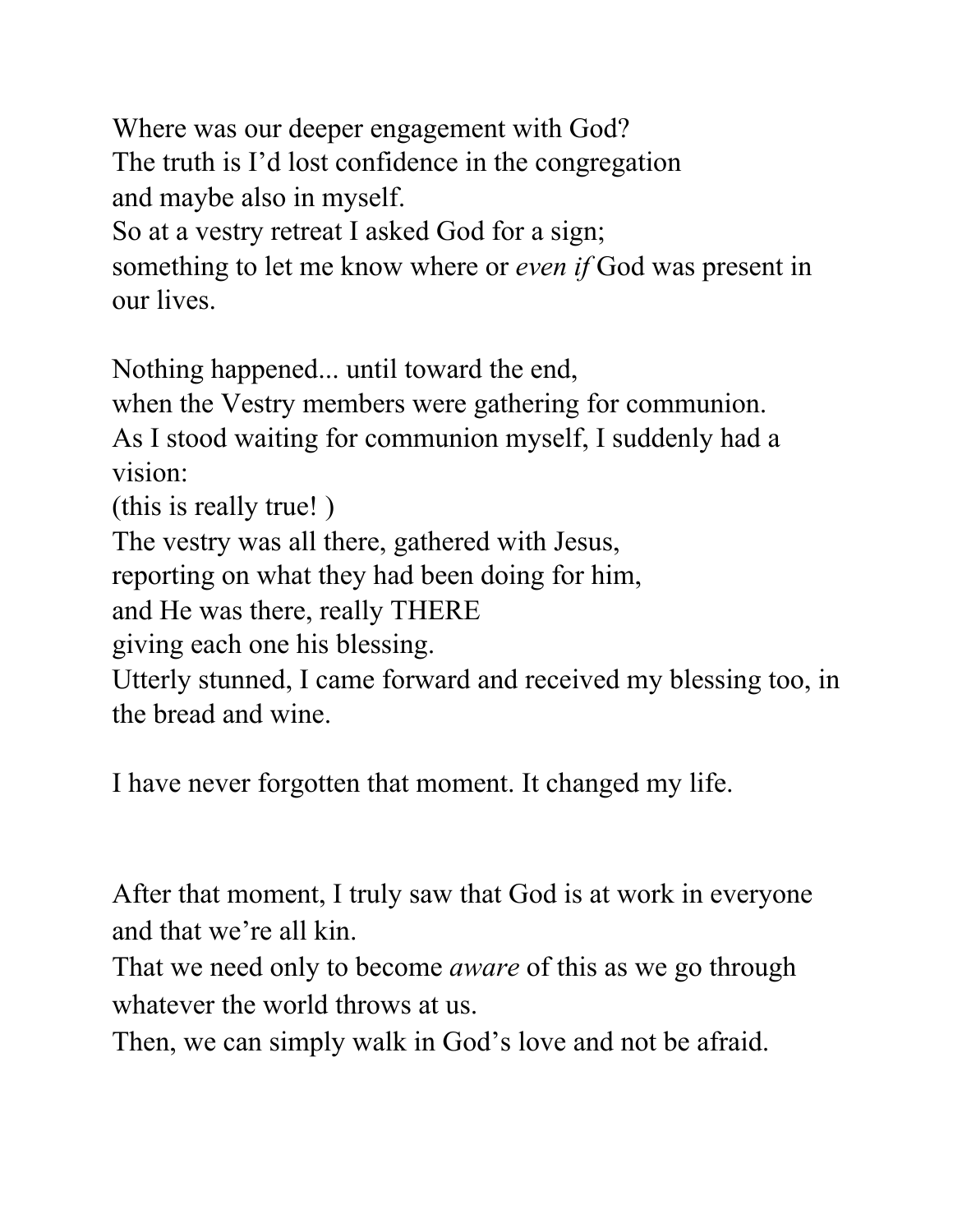Where was our deeper engagement with God?
The truth is I'd lost confidence in the congregation
and maybe also in myself.
So at a vestry retreat I asked God for a sign;
something to let me know where or *even if* God was present in our lives.

Nothing happened... until toward the end,
when the Vestry members were gathering for communion.
As I stood waiting for communion myself, I suddenly had a vision:
(this is really true! )
The vestry was all there, gathered with Jesus,
reporting on what they had been doing for him,
and He was there, really THERE
giving each one his blessing.
Utterly stunned, I came forward and received my blessing too, in the bread and wine.

I have never forgotten that moment. It changed my life.

After that moment, I truly saw that God is at work in everyone and that we're all kin.
That we need only to become *aware* of this as we go through whatever the world throws at us.
Then, we can simply walk in God's love and not be afraid.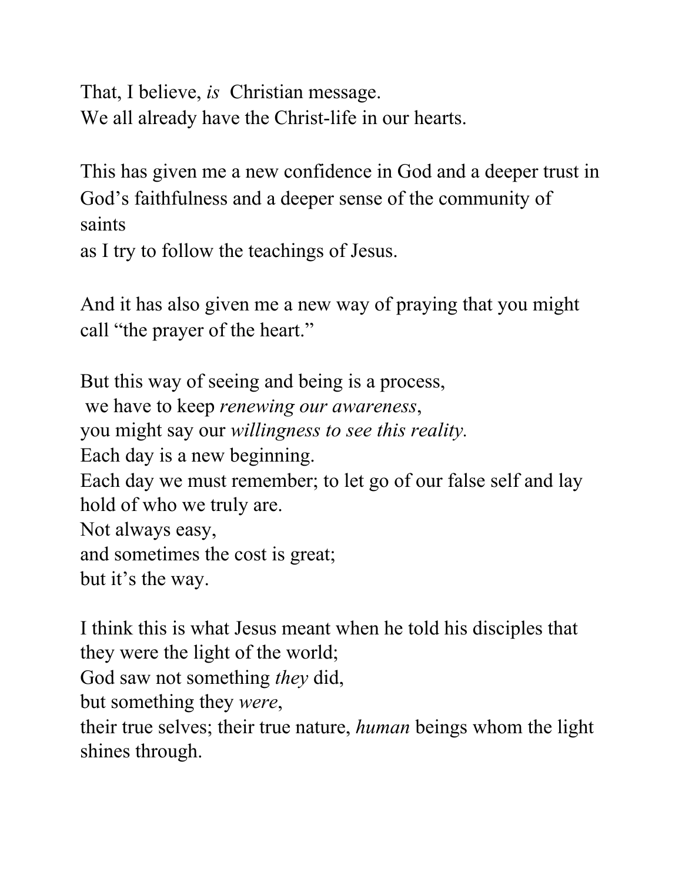That, I believe, *is* Christian message.
We all already have the Christ-life in our hearts.

This has given me a new confidence in God and a deeper trust in God's faithfulness and a deeper sense of the community of saints
as I try to follow the teachings of Jesus.

And it has also given me a new way of praying that you might call "the prayer of the heart."

But this way of seeing and being is a process,
we have to keep *renewing our awareness*,
you might say our *willingness to see this reality.*
Each day is a new beginning.
Each day we must remember; to let go of our false self and lay hold of who we truly are.
Not always easy,
and sometimes the cost is great;
but it's the way.

I think this is what Jesus meant when he told his disciples that they were the light of the world;
God saw not something *they* did,
but something they *were*,
their true selves; their true nature, *human* beings whom the light shines through.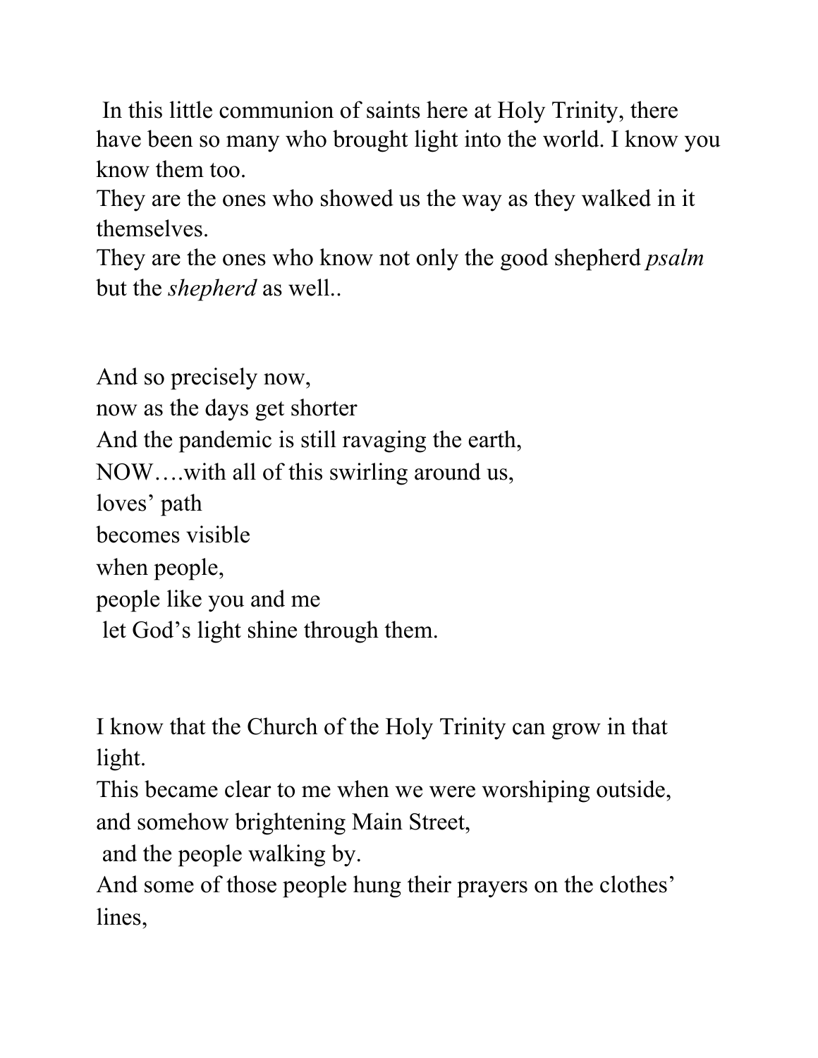In this little communion of saints here at Holy Trinity, there have been so many who brought light into the world. I know you know them too.  
They are the ones who showed us the way as they walked in it themselves.  
They are the ones who know not only the good shepherd *psalm* but the *shepherd* as well..

And so precisely now,  
now as the days get shorter  
And the pandemic is still ravaging the earth,  
NOW….with all of this swirling around us,  
loves' path  
becomes visible  
when people,  
people like you and me  
let God's light shine through them.

I know that the Church of the Holy Trinity can grow in that light.  
This became clear to me when we were worshiping outside,  
and somehow brightening Main Street,  
and the people walking by.  
And some of those people hung their prayers on the clothes' lines,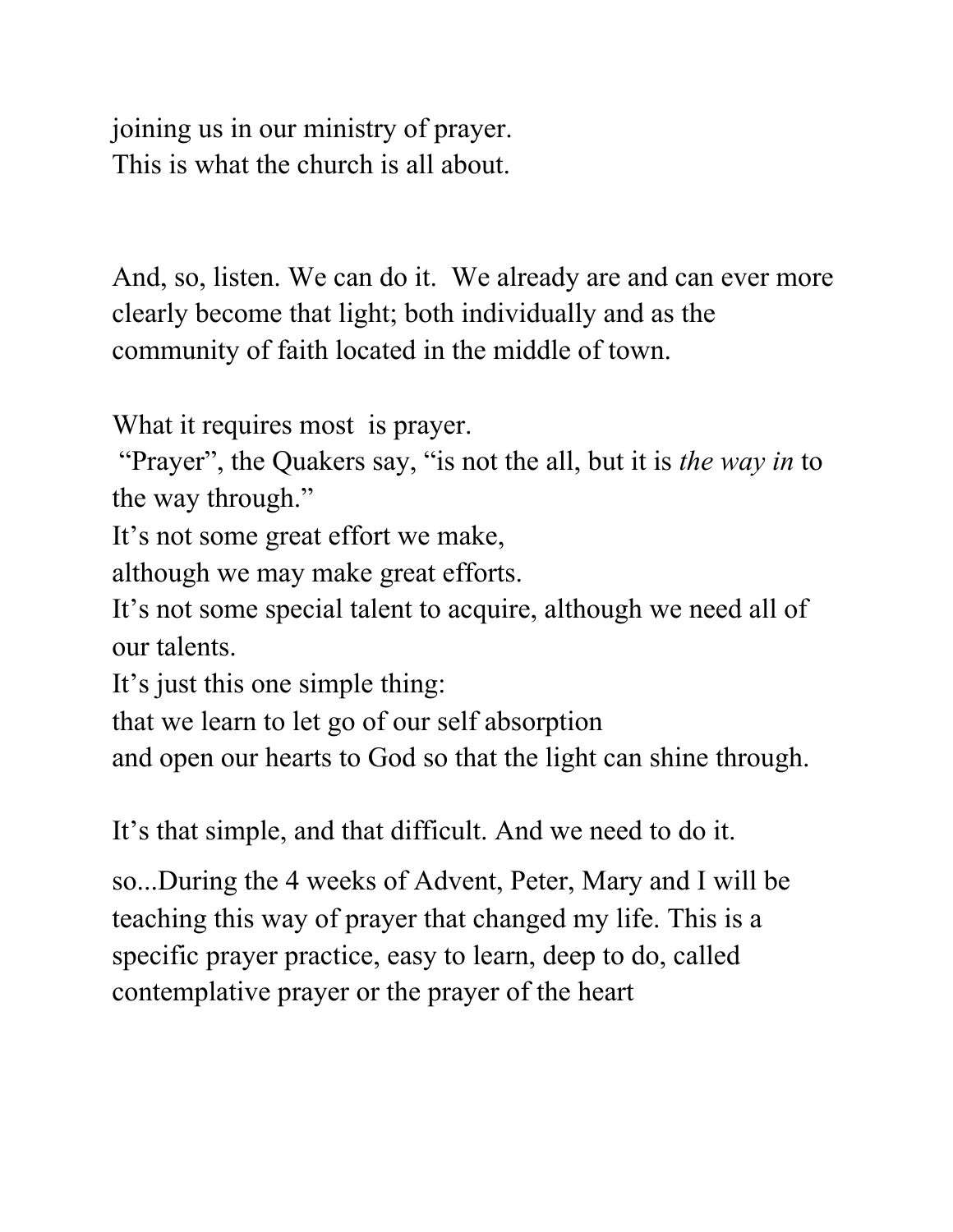joining us in our ministry of prayer.
This is what the church is all about.

And, so, listen. We can do it. We already are and can ever more clearly become that light; both individually and as the community of faith located in the middle of town.

What it requires most is prayer.
"Prayer", the Quakers say, "is not the all, but it is *the way in* to the way through."
It's not some great effort we make,
although we may make great efforts.
It's not some special talent to acquire, although we need all of our talents.
It's just this one simple thing:
that we learn to let go of our self absorption
and open our hearts to God so that the light can shine through.

It's that simple, and that difficult. And we need to do it.

so...During the 4 weeks of Advent, Peter, Mary and I will be teaching this way of prayer that changed my life. This is a specific prayer practice, easy to learn, deep to do, called contemplative prayer or the prayer of the heart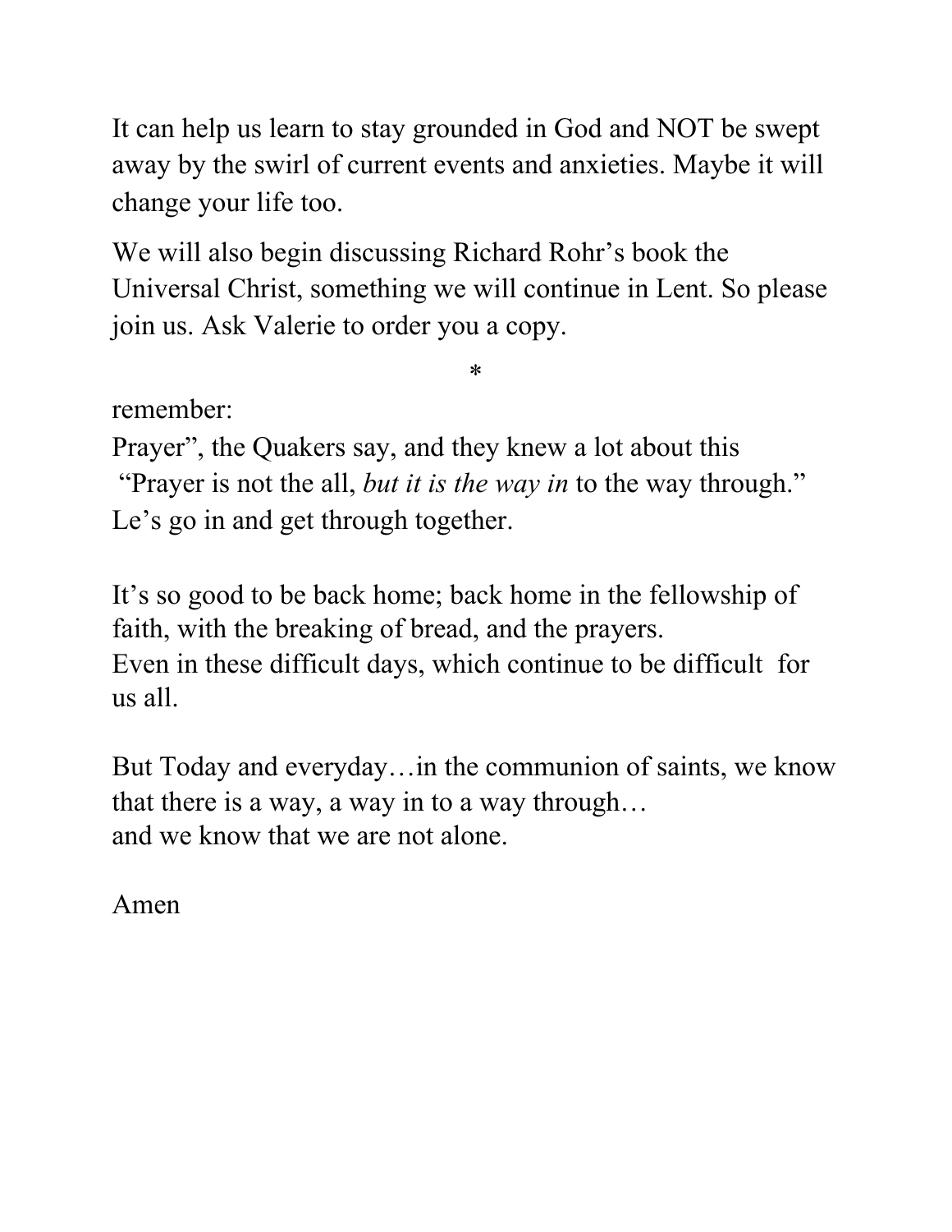It can help us learn to stay grounded in God and NOT be swept away by the swirl of current events and anxieties. Maybe it will change your life too.

We will also begin discussing Richard Rohr's book the Universal Christ, something we will continue in Lent. So please join us. Ask Valerie to order you a copy.

*

remember:
Prayer", the Quakers say, and they knew a lot about this
"Prayer is not the all, *but it is the way in* to the way through."
Le's go in and get through together.

It's so good to be back home; back home in the fellowship of faith, with the breaking of bread, and the prayers.
Even in these difficult days, which continue to be difficult for us all.

But Today and everyday…in the communion of saints, we know that there is a way, a way in to a way through…
and we know that we are not alone.

Amen